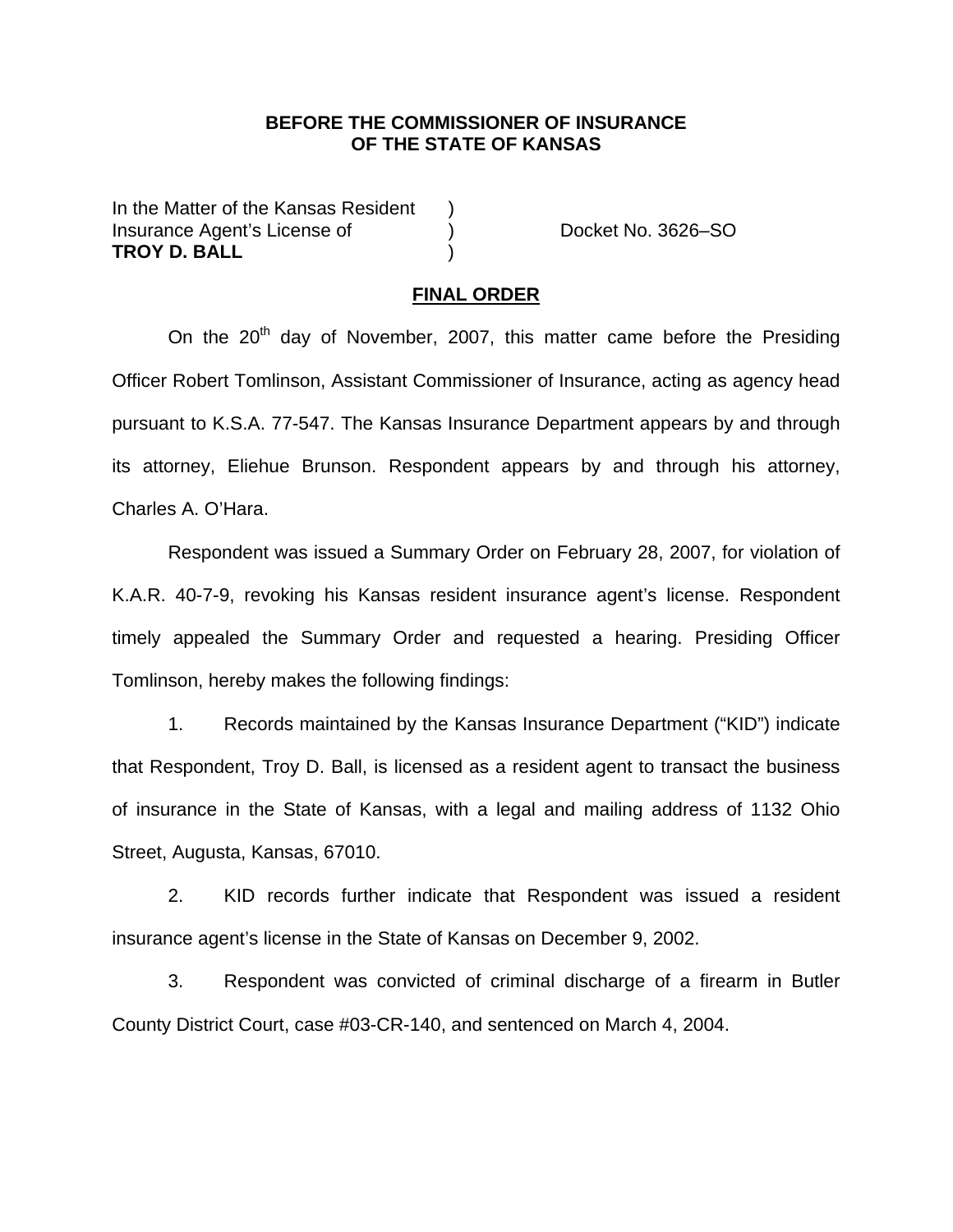**BEFORE THE COMMISSIONER OF INSURANCE**
**OF THE STATE OF KANSAS**

| | | |
|---|---|---|
| In the Matter of the Kansas Resident | ) | |
| Insurance Agent's License of | ) | Docket No. 3626–SO |
| **TROY D. BALL** | ) | |

## FINAL ORDER

On the 20th day of November, 2007, this matter came before the Presiding Officer Robert Tomlinson, Assistant Commissioner of Insurance, acting as agency head pursuant to K.S.A. 77-547. The Kansas Insurance Department appears by and through its attorney, Eliehue Brunson. Respondent appears by and through his attorney, Charles A. O'Hara.

Respondent was issued a Summary Order on February 28, 2007, for violation of K.A.R. 40-7-9, revoking his Kansas resident insurance agent's license. Respondent timely appealed the Summary Order and requested a hearing. Presiding Officer Tomlinson, hereby makes the following findings:

1. Records maintained by the Kansas Insurance Department ("KID") indicate that Respondent, Troy D. Ball, is licensed as a resident agent to transact the business of insurance in the State of Kansas, with a legal and mailing address of 1132 Ohio Street, Augusta, Kansas, 67010.

2. KID records further indicate that Respondent was issued a resident insurance agent's license in the State of Kansas on December 9, 2002.

3. Respondent was convicted of criminal discharge of a firearm in Butler County District Court, case #03-CR-140, and sentenced on March 4, 2004.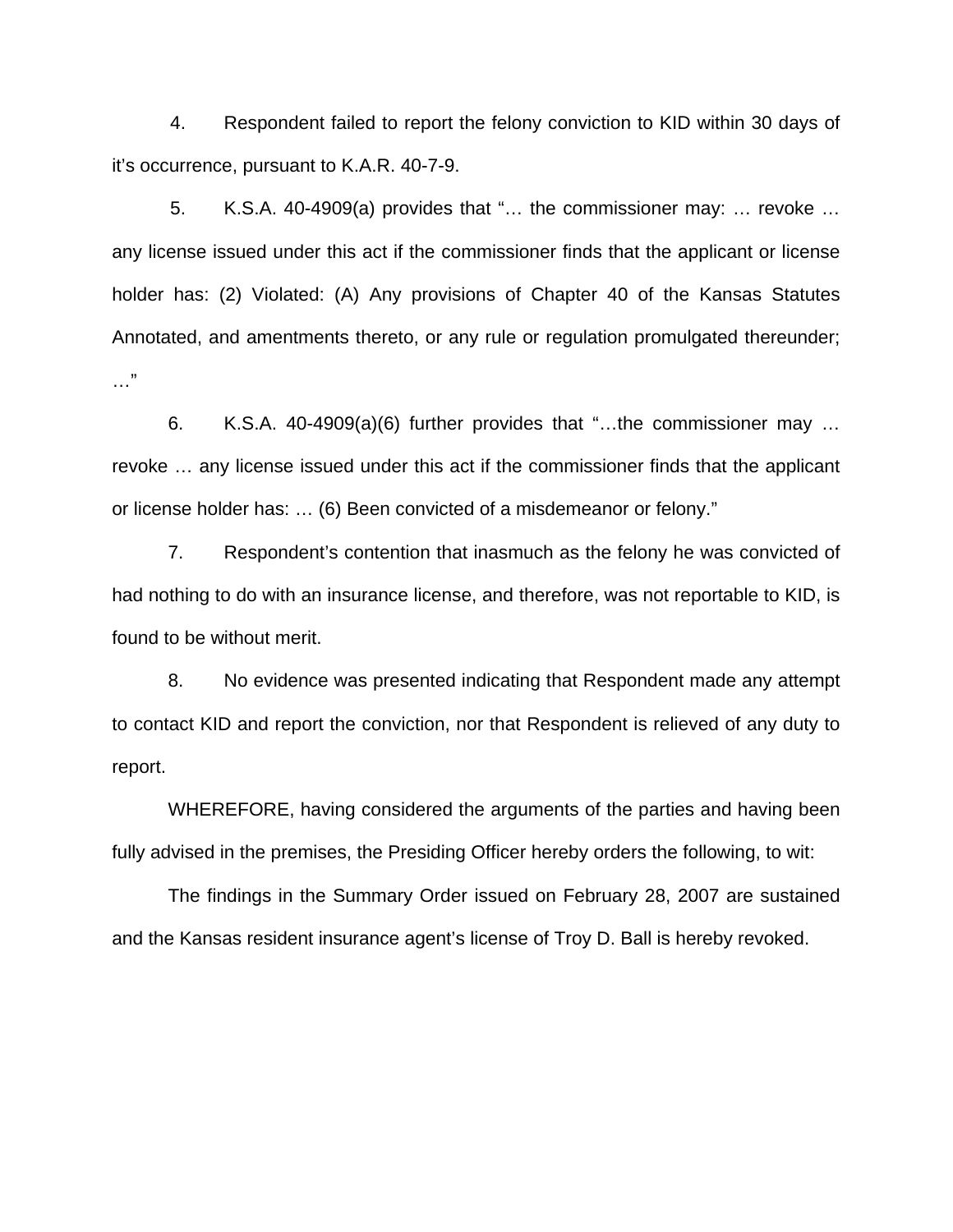4. Respondent failed to report the felony conviction to KID within 30 days of it's occurrence, pursuant to K.A.R. 40-7-9.

5. K.S.A. 40-4909(a) provides that "… the commissioner may: … revoke … any license issued under this act if the commissioner finds that the applicant or license holder has: (2) Violated: (A) Any provisions of Chapter 40 of the Kansas Statutes Annotated, and amentments thereto, or any rule or regulation promulgated thereunder; …"

6. K.S.A. 40-4909(a)(6) further provides that "…the commissioner may … revoke … any license issued under this act if the commissioner finds that the applicant or license holder has: … (6) Been convicted of a misdemeanor or felony."

7. Respondent's contention that inasmuch as the felony he was convicted of had nothing to do with an insurance license, and therefore, was not reportable to KID, is found to be without merit.

8. No evidence was presented indicating that Respondent made any attempt to contact KID and report the conviction, nor that Respondent is relieved of any duty to report.

WHEREFORE, having considered the arguments of the parties and having been fully advised in the premises, the Presiding Officer hereby orders the following, to wit:

The findings in the Summary Order issued on February 28, 2007 are sustained and the Kansas resident insurance agent's license of Troy D. Ball is hereby revoked.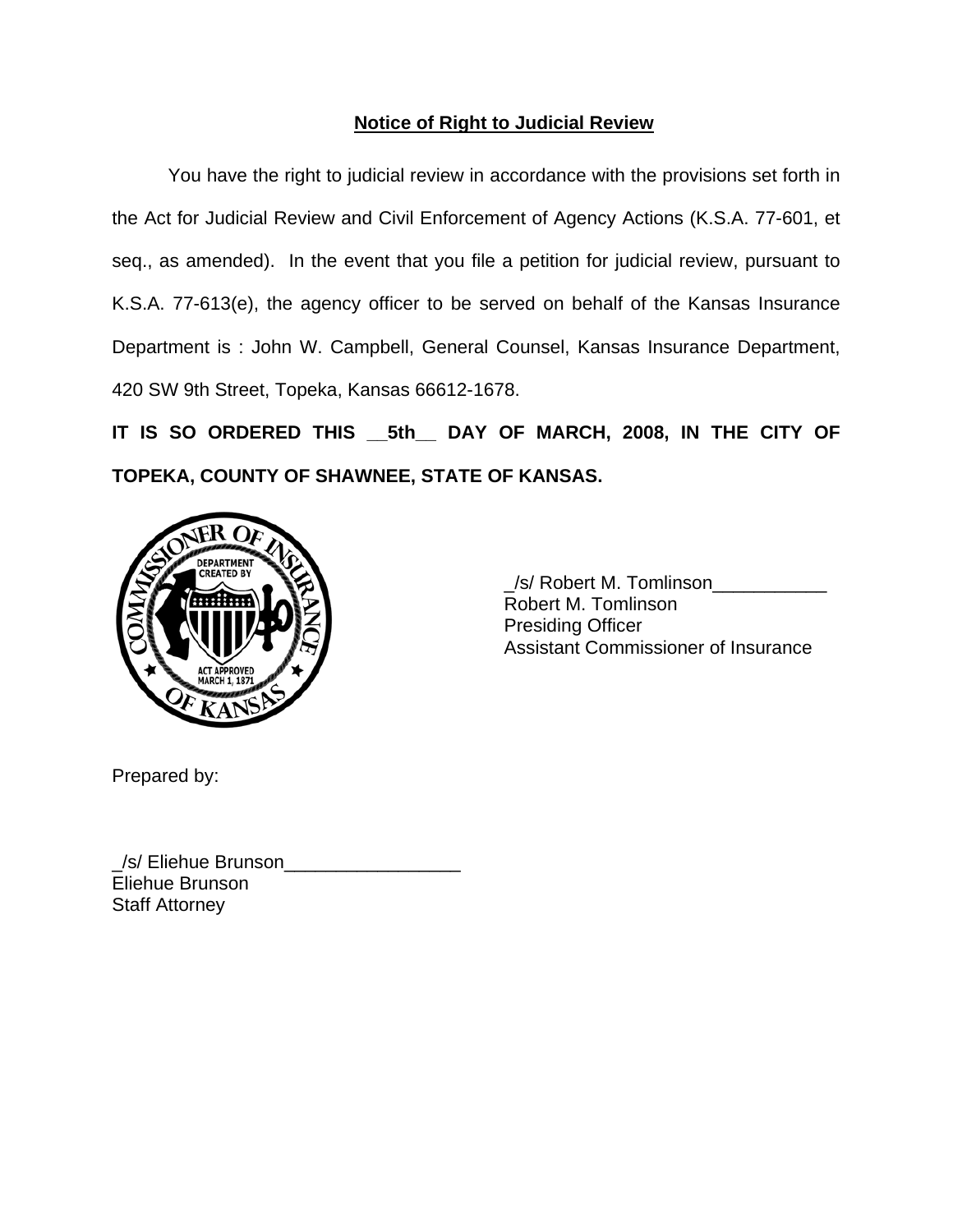## Notice of Right to Judicial Review

You have the right to judicial review in accordance with the provisions set forth in the Act for Judicial Review and Civil Enforcement of Agency Actions (K.S.A. 77-601, et seq., as amended). In the event that you file a petition for judicial review, pursuant to K.S.A. 77-613(e), the agency officer to be served on behalf of the Kansas Insurance Department is : John W. Campbell, General Counsel, Kansas Insurance Department, 420 SW 9th Street, Topeka, Kansas 66612-1678.

**IT IS SO ORDERED THIS __5th__ DAY OF MARCH, 2008, IN THE CITY OF TOPEKA, COUNTY OF SHAWNEE, STATE OF KANSAS.**

_/s/ Robert M. Tomlinson___________
Robert M. Tomlinson
Presiding Officer
Assistant Commissioner of Insurance

Prepared by:

_/s/ Eliehue Brunson_________________
Eliehue Brunson
Staff Attorney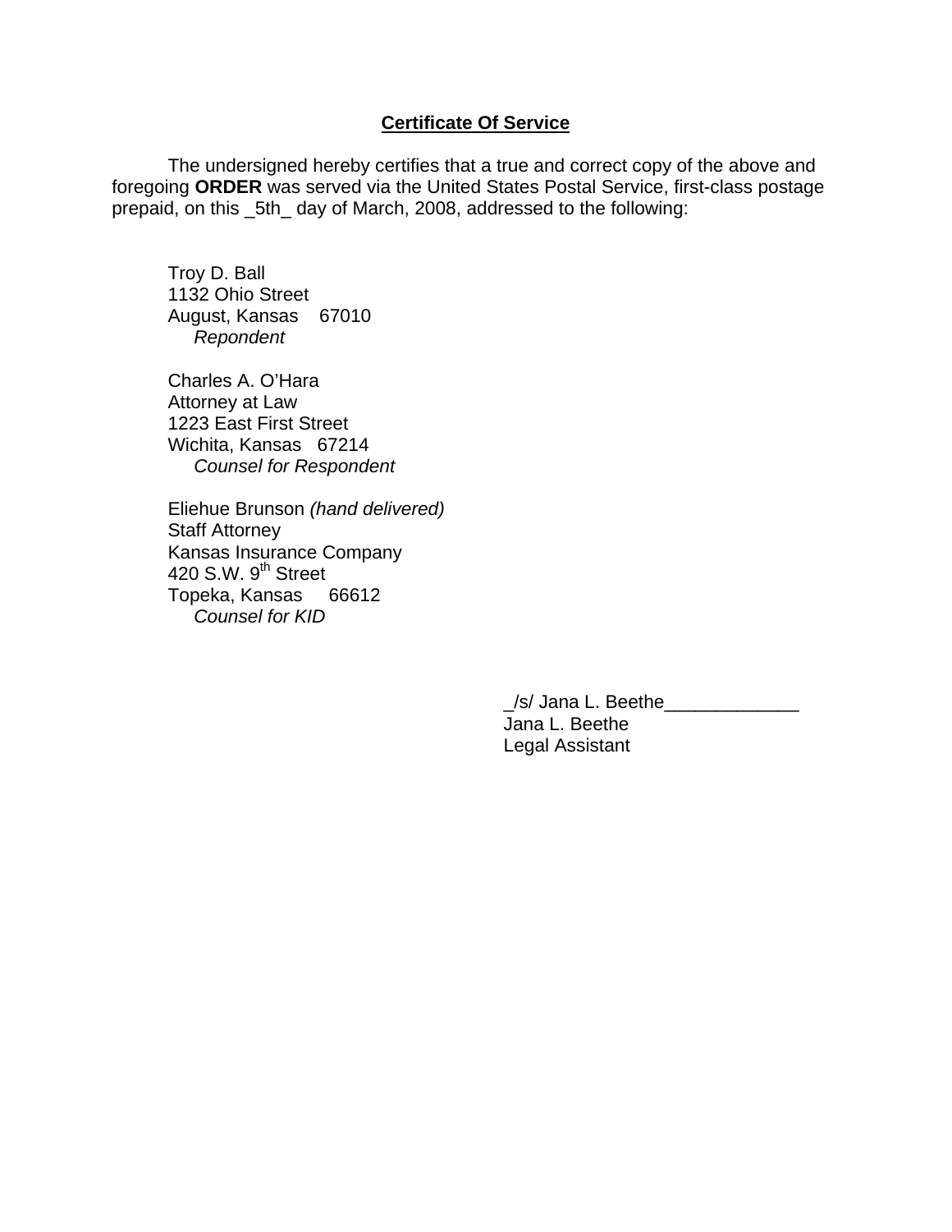**Certificate Of Service**

The undersigned hereby certifies that a true and correct copy of the above and foregoing **ORDER** was served via the United States Postal Service, first-class postage prepaid, on this _5th_ day of March, 2008, addressed to the following:

Troy D. Ball
1132 Ohio Street
August, Kansas 67010
*Repondent*

Charles A. O'Hara
Attorney at Law
1223 East First Street
Wichita, Kansas 67214
*Counsel for Respondent*

Eliehue Brunson *(hand delivered)*
Staff Attorney
Kansas Insurance Company
420 S.W. 9th Street
Topeka, Kansas 66612
*Counsel for KID*

_/s/ Jana L. Beethe_____________
Jana L. Beethe
Legal Assistant